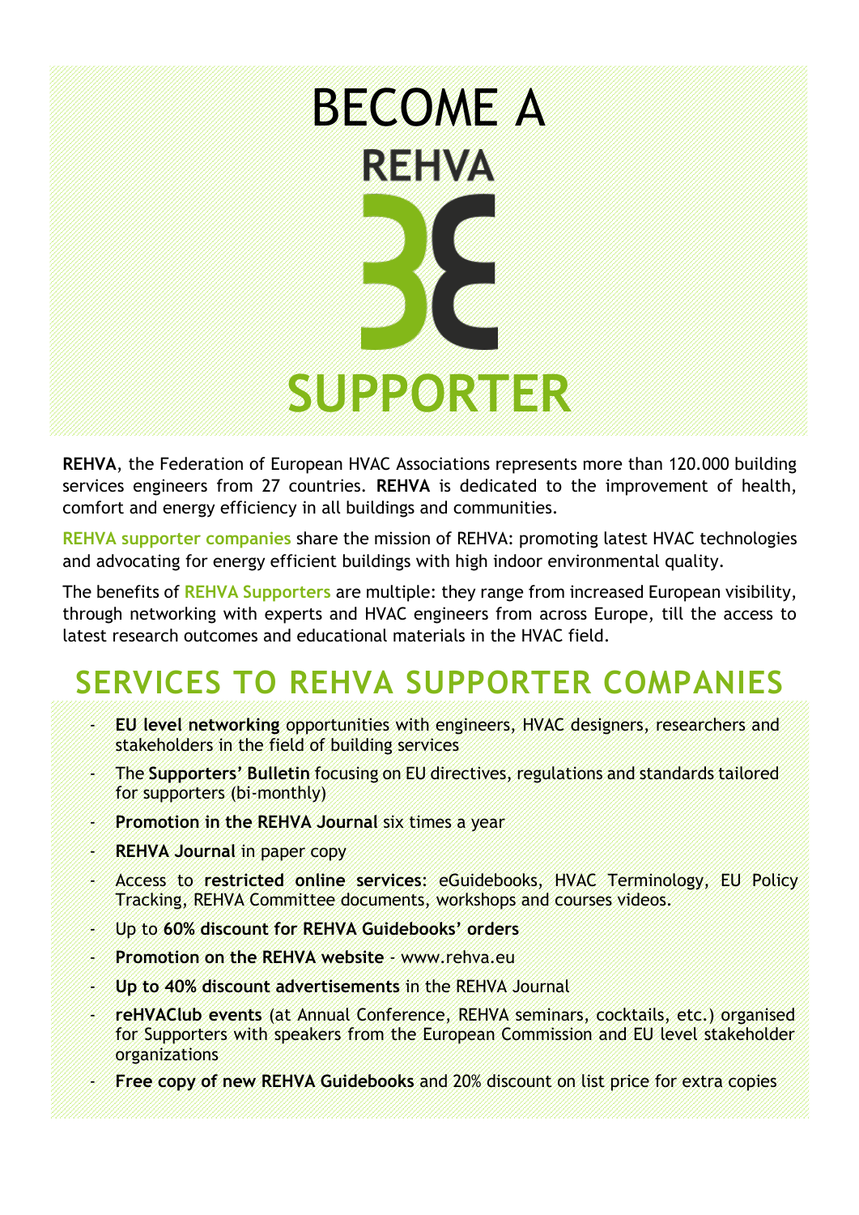# BECOME A REHVA SUPPORTER

**REHVA**, the Federation of European HVAC Associations represents more than 120.000 building services engineers from 27 countries. **REHVA** is dedicated to the improvement of health, comfort and energy efficiency in all buildings and communities.

**REHVA supporter companies** share the mission of REHVA: promoting latest HVAC technologies and advocating for energy efficient buildings with high indoor environmental quality.

The benefits of **REHVA Supporters** are multiple: they range from increased European visibility, through networking with experts and HVAC engineers from across Europe, till the access to latest research outcomes and educational materials in the HVAC field.

## SERVICES TO REHVA SUPPORTER COMPANIES

- **EU level networking** opportunities with engineers, HVAC designers, researchers and stakeholders in the field of building services
- The **Supporters' Bulletin** focusing on EU directives, regulations and standards tailored for supporters (bi-monthly)
- **Promotion in the REHVA Journal** six times a year
- **REHVA Journal** in paper copy
- Access to **restricted online services**: eGuidebooks, HVAC Terminology, EU Policy Tracking, REHVA Committee documents, workshops and courses videos.
- Up to **60% discount for REHVA Guidebooks' orders**
- **Promotion on the REHVA website** - www.rehva.eu
- **Up to 40% discount advertisements** in the REHVA Journal
- **reHVAClub events** (at Annual Conference, REHVA seminars, cocktails, etc.) organised for Supporters with speakers from the European Commission and EU level stakeholder organizations
- **Free copy of new REHVA Guidebooks** and 20% discount on list price for extra copies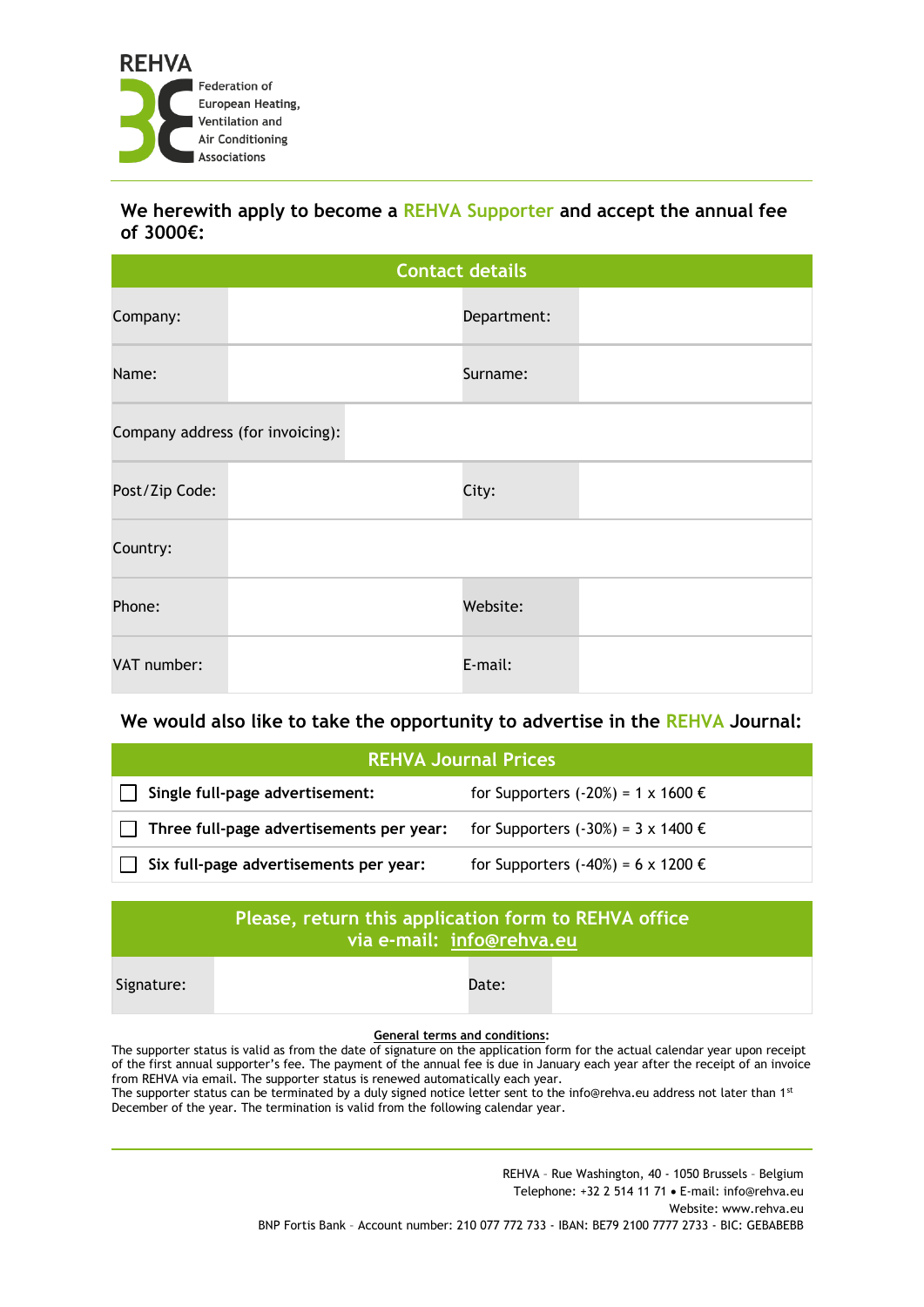REHVA

Federation of European Heating, Ventilation and Air Conditioning Associations

## We herewith apply to become a REHVA Supporter and accept the annual fee of 3000€:

| Contact details | | | |
|---|---|---|---|
| Company: | | Department: | |
| Name: | | Surname: | |
| Company address (for invoicing): | | | |
| Post/Zip Code: | | City: | |
| Country: | | | |
| Phone: | | Website: | |
| VAT number: | | E-mail: | |

## We would also like to take the opportunity to advertise in the REHVA Journal:

| REHVA Journal Prices | |
|---|---|
| ☐ **Single full-page advertisement:** | for Supporters (-20%) = 1 x 1600 € |
| ☐ **Three full-page advertisements per year:** | for Supporters (-30%) = 3 x 1400 € |
| ☐ **Six full-page advertisements per year:** | for Supporters (-40%) = 6 x 1200 € |

| Please, return this application form to REHVA office via e-mail: info@rehva.eu | | | |
|---|---|---|---|
| Signature: | | Date: | |

**General terms and conditions:**

The supporter status is valid as from the date of signature on the application form for the actual calendar year upon receipt of the first annual supporter's fee. The payment of the annual fee is due in January each year after the receipt of an invoice from REHVA via email. The supporter status is renewed automatically each year.

The supporter status can be terminated by a duly signed notice letter sent to the info@rehva.eu address not later than 1st December of the year. The termination is valid from the following calendar year.

REHVA – Rue Washington, 40 - 1050 Brussels – Belgium
Telephone: +32 2 514 11 71 • E-mail: info@rehva.eu
Website: www.rehva.eu
BNP Fortis Bank – Account number: 210 077 772 733 - IBAN: BE79 2100 7777 2733 - BIC: GEBABEBB